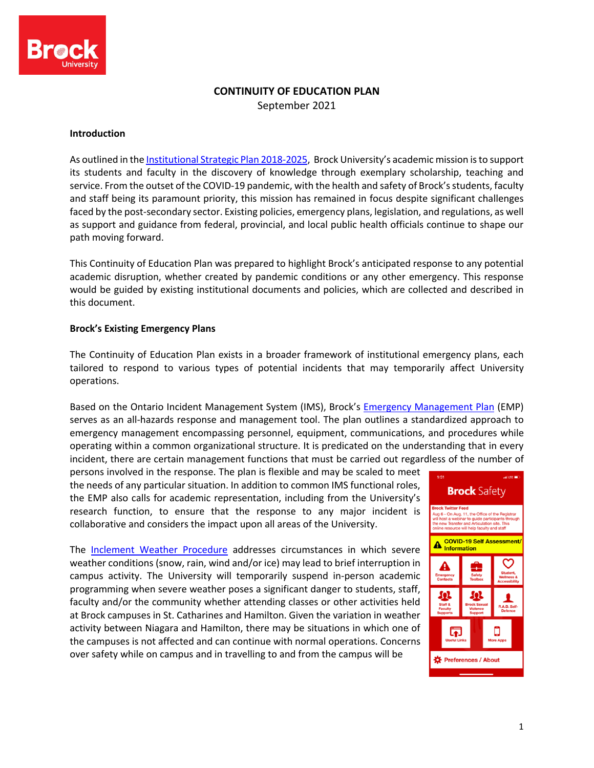# CONTINUITY OF EDUCATION PLAN

September 2021

## Introduction

As outlined in the Institutional Strategic Plan 2018-2025, Brock University's academic mission is to support its students and faculty in the discovery of knowledge through exemplary scholarship, teaching and service. From the outset of the COVID-19 pandemic, with the health and safety of Brock's students, faculty and staff being its paramount priority, this mission has remained in focus despite significant challenges faced by the post-secondary sector. Existing policies, emergency plans, legislation, and regulations, as well as support and guidance from federal, provincial, and local public health officials continue to shape our path moving forward.

This Continuity of Education Plan was prepared to highlight Brock's anticipated response to any potential academic disruption, whether created by pandemic conditions or any other emergency. This response would be guided by existing institutional documents and policies, which are collected and described in this document.

## Brock's Existing Emergency Plans

The Continuity of Education Plan exists in a broader framework of institutional emergency plans, each tailored to respond to various types of potential incidents that may temporarily affect University operations.

Based on the Ontario Incident Management System (IMS), Brock's Emergency Management Plan (EMP) serves as an all-hazards response and management tool. The plan outlines a standardized approach to emergency management encompassing personnel, equipment, communications, and procedures while operating within a common organizational structure. It is predicated on the understanding that in every incident, there are certain management functions that must be carried out regardless of the number of persons involved in the response. The plan is flexible and may be scaled to meet the needs of any particular situation. In addition to common IMS functional roles, the EMP also calls for academic representation, including from the University's research function, to ensure that the response to any major incident is collaborative and considers the impact upon all areas of the University.

The Inclement Weather Procedure addresses circumstances in which severe weather conditions (snow, rain, wind and/or ice) may lead to brief interruption in campus activity. The University will temporarily suspend in-person academic programming when severe weather poses a significant danger to students, staff, faculty and/or the community whether attending classes or other activities held at Brock campuses in St. Catharines and Hamilton. Given the variation in weather activity between Niagara and Hamilton, there may be situations in which one of the campuses is not affected and can continue with normal operations. Concerns over safety while on campus and in travelling to and from the campus will be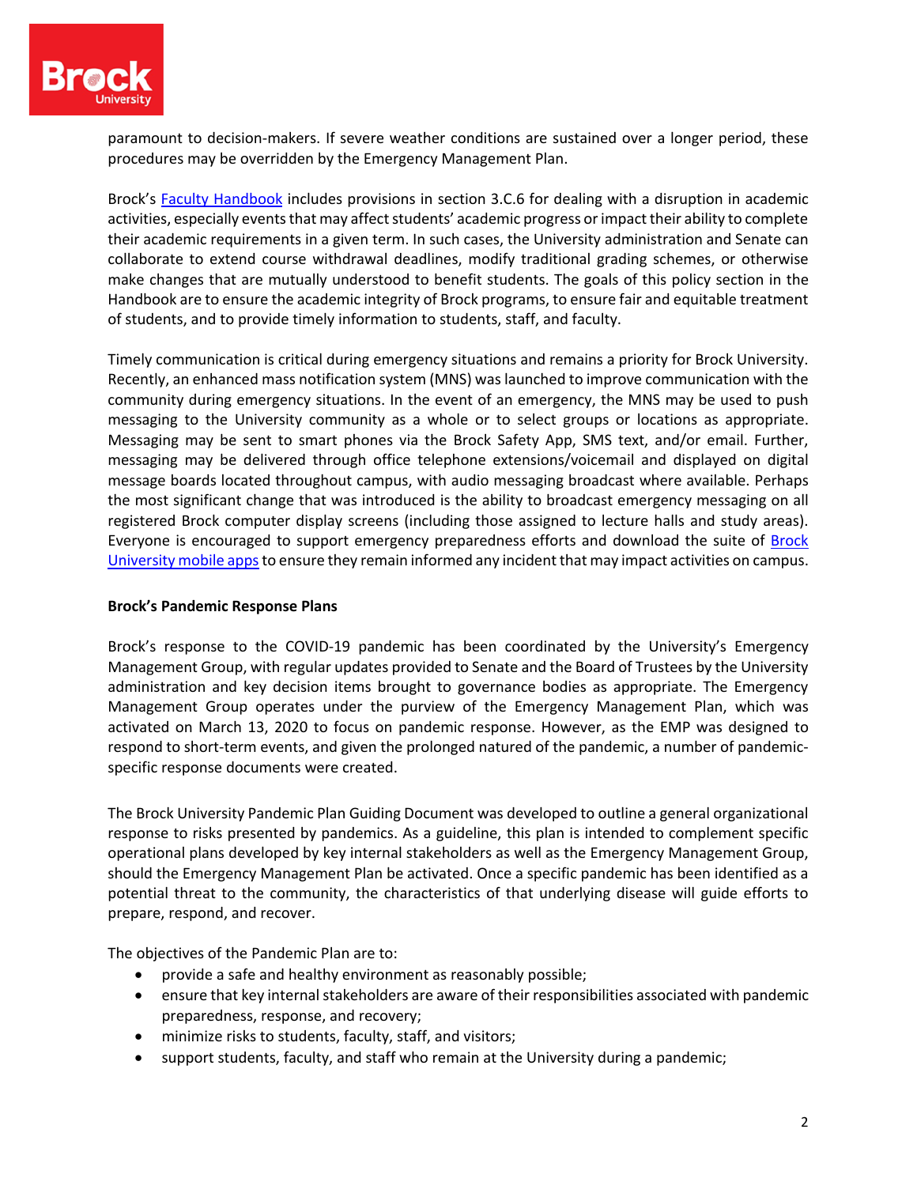paramount to decision-makers. If severe weather conditions are sustained over a longer period, these procedures may be overridden by the Emergency Management Plan.

Brock's [Faculty Handbook](Faculty Handbook) includes provisions in section 3.C.6 for dealing with a disruption in academic activities, especially events that may affect students' academic progress or impact their ability to complete their academic requirements in a given term. In such cases, the University administration and Senate can collaborate to extend course withdrawal deadlines, modify traditional grading schemes, or otherwise make changes that are mutually understood to benefit students. The goals of this policy section in the Handbook are to ensure the academic integrity of Brock programs, to ensure fair and equitable treatment of students, and to provide timely information to students, staff, and faculty.

Timely communication is critical during emergency situations and remains a priority for Brock University. Recently, an enhanced mass notification system (MNS) was launched to improve communication with the community during emergency situations. In the event of an emergency, the MNS may be used to push messaging to the University community as a whole or to select groups or locations as appropriate. Messaging may be sent to smart phones via the Brock Safety App, SMS text, and/or email. Further, messaging may be delivered through office telephone extensions/voicemail and displayed on digital message boards located throughout campus, with audio messaging broadcast where available. Perhaps the most significant change that was introduced is the ability to broadcast emergency messaging on all registered Brock computer display screens (including those assigned to lecture halls and study areas). Everyone is encouraged to support emergency preparedness efforts and download the suite of [Brock University mobile apps](Brock University mobile apps) to ensure they remain informed any incident that may impact activities on campus.

**Brock's Pandemic Response Plans**

Brock's response to the COVID-19 pandemic has been coordinated by the University's Emergency Management Group, with regular updates provided to Senate and the Board of Trustees by the University administration and key decision items brought to governance bodies as appropriate. The Emergency Management Group operates under the purview of the Emergency Management Plan, which was activated on March 13, 2020 to focus on pandemic response. However, as the EMP was designed to respond to short-term events, and given the prolonged natured of the pandemic, a number of pandemic-specific response documents were created.

The Brock University Pandemic Plan Guiding Document was developed to outline a general organizational response to risks presented by pandemics. As a guideline, this plan is intended to complement specific operational plans developed by key internal stakeholders as well as the Emergency Management Group, should the Emergency Management Plan be activated. Once a specific pandemic has been identified as a potential threat to the community, the characteristics of that underlying disease will guide efforts to prepare, respond, and recover.

The objectives of the Pandemic Plan are to:

- provide a safe and healthy environment as reasonably possible;
- ensure that key internal stakeholders are aware of their responsibilities associated with pandemic preparedness, response, and recovery;
- minimize risks to students, faculty, staff, and visitors;
- support students, faculty, and staff who remain at the University during a pandemic;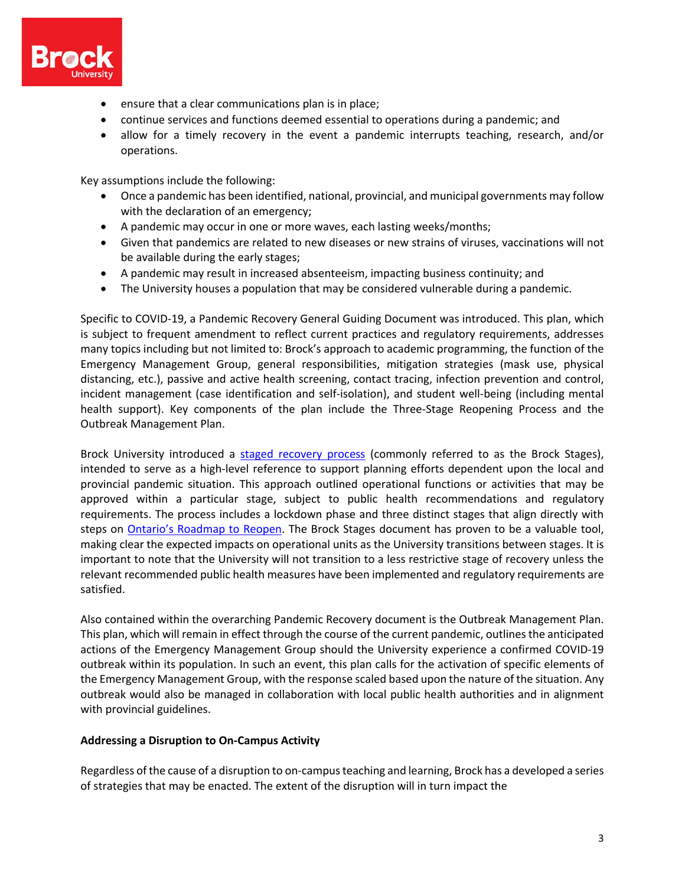- ensure that a clear communications plan is in place;
- continue services and functions deemed essential to operations during a pandemic; and
- allow for a timely recovery in the event a pandemic interrupts teaching, research, and/or operations.

Key assumptions include the following:

- Once a pandemic has been identified, national, provincial, and municipal governments may follow with the declaration of an emergency;
- A pandemic may occur in one or more waves, each lasting weeks/months;
- Given that pandemics are related to new diseases or new strains of viruses, vaccinations will not be available during the early stages;
- A pandemic may result in increased absenteeism, impacting business continuity; and
- The University houses a population that may be considered vulnerable during a pandemic.

Specific to COVID-19, a Pandemic Recovery General Guiding Document was introduced. This plan, which is subject to frequent amendment to reflect current practices and regulatory requirements, addresses many topics including but not limited to: Brock's approach to academic programming, the function of the Emergency Management Group, general responsibilities, mitigation strategies (mask use, physical distancing, etc.), passive and active health screening, contact tracing, infection prevention and control, incident management (case identification and self-isolation), and student well-being (including mental health support). Key components of the plan include the Three-Stage Reopening Process and the Outbreak Management Plan.

Brock University introduced a [staged recovery process]() (commonly referred to as the Brock Stages), intended to serve as a high-level reference to support planning efforts dependent upon the local and provincial pandemic situation. This approach outlined operational functions or activities that may be approved within a particular stage, subject to public health recommendations and regulatory requirements. The process includes a lockdown phase and three distinct stages that align directly with steps on [Ontario's Roadmap to Reopen](). The Brock Stages document has proven to be a valuable tool, making clear the expected impacts on operational units as the University transitions between stages. It is important to note that the University will not transition to a less restrictive stage of recovery unless the relevant recommended public health measures have been implemented and regulatory requirements are satisfied.

Also contained within the overarching Pandemic Recovery document is the Outbreak Management Plan. This plan, which will remain in effect through the course of the current pandemic, outlines the anticipated actions of the Emergency Management Group should the University experience a confirmed COVID-19 outbreak within its population. In such an event, this plan calls for the activation of specific elements of the Emergency Management Group, with the response scaled based upon the nature of the situation. Any outbreak would also be managed in collaboration with local public health authorities and in alignment with provincial guidelines.

**Addressing a Disruption to On-Campus Activity**

Regardless of the cause of a disruption to on-campus teaching and learning, Brock has a developed a series of strategies that may be enacted. The extent of the disruption will in turn impact the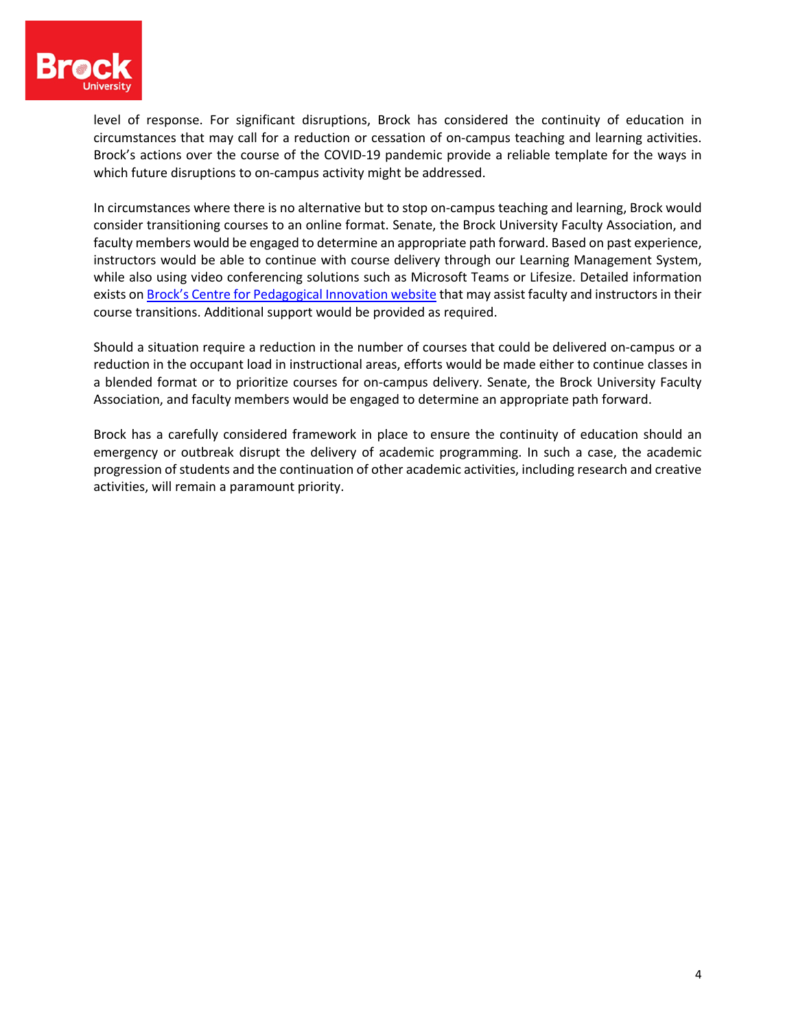level of response. For significant disruptions, Brock has considered the continuity of education in circumstances that may call for a reduction or cessation of on-campus teaching and learning activities. Brock's actions over the course of the COVID-19 pandemic provide a reliable template for the ways in which future disruptions to on-campus activity might be addressed.

In circumstances where there is no alternative but to stop on-campus teaching and learning, Brock would consider transitioning courses to an online format. Senate, the Brock University Faculty Association, and faculty members would be engaged to determine an appropriate path forward. Based on past experience, instructors would be able to continue with course delivery through our Learning Management System, while also using video conferencing solutions such as Microsoft Teams or Lifesize. Detailed information exists on Brock's Centre for Pedagogical Innovation website that may assist faculty and instructors in their course transitions. Additional support would be provided as required.

Should a situation require a reduction in the number of courses that could be delivered on-campus or a reduction in the occupant load in instructional areas, efforts would be made either to continue classes in a blended format or to prioritize courses for on-campus delivery. Senate, the Brock University Faculty Association, and faculty members would be engaged to determine an appropriate path forward.

Brock has a carefully considered framework in place to ensure the continuity of education should an emergency or outbreak disrupt the delivery of academic programming. In such a case, the academic progression of students and the continuation of other academic activities, including research and creative activities, will remain a paramount priority.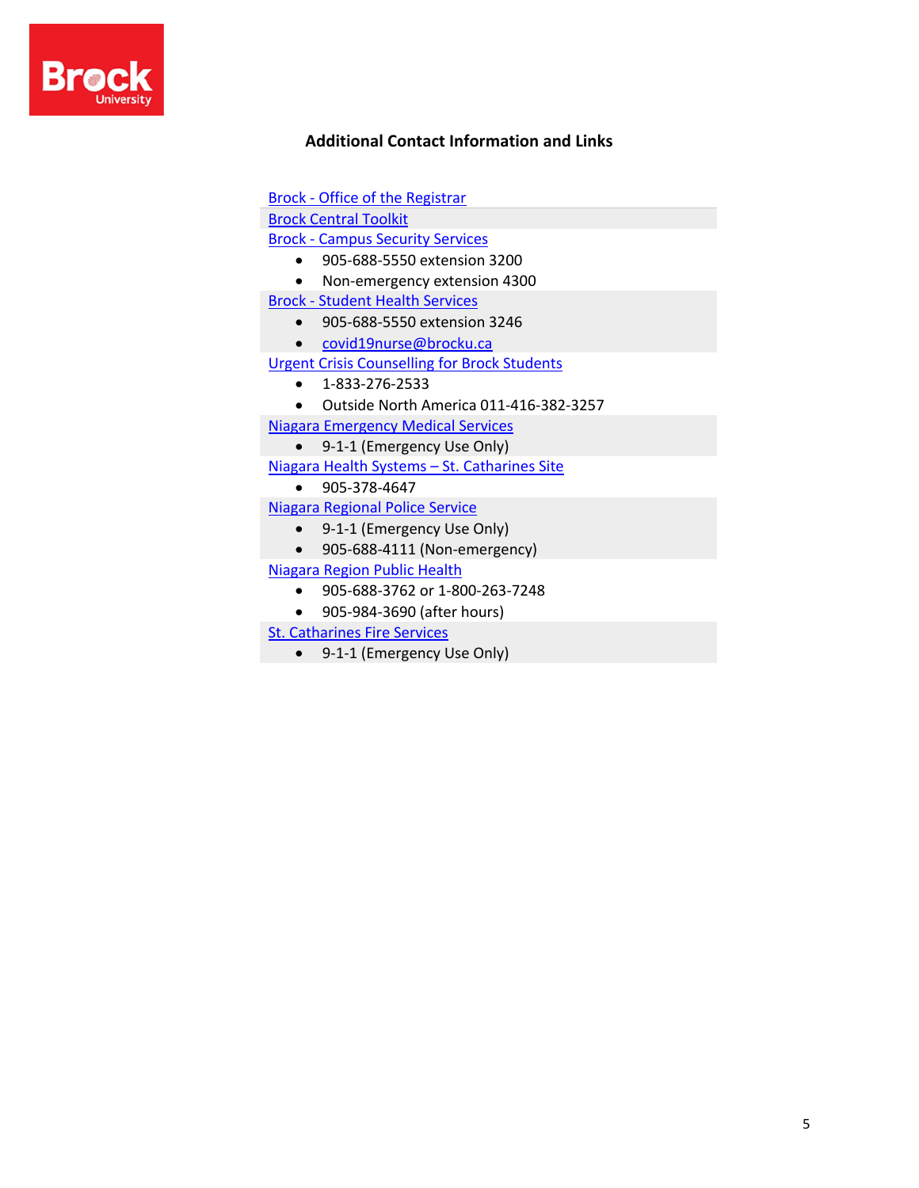### Additional Contact Information and Links

Brock - Office of the Registrar

Brock Central Toolkit

Brock - Campus Security Services

- 905-688-5550 extension 3200
- Non-emergency extension 4300

Brock - Student Health Services

- 905-688-5550 extension 3246
- covid19nurse@brocku.ca

Urgent Crisis Counselling for Brock Students

- 1-833-276-2533
- Outside North America 011-416-382-3257

Niagara Emergency Medical Services

- 9-1-1 (Emergency Use Only)

Niagara Health Systems – St. Catharines Site

- 905-378-4647

Niagara Regional Police Service

- 9-1-1 (Emergency Use Only)
- 905-688-4111 (Non-emergency)

Niagara Region Public Health

- 905-688-3762 or 1-800-263-7248
- 905-984-3690 (after hours)

St. Catharines Fire Services

- 9-1-1 (Emergency Use Only)